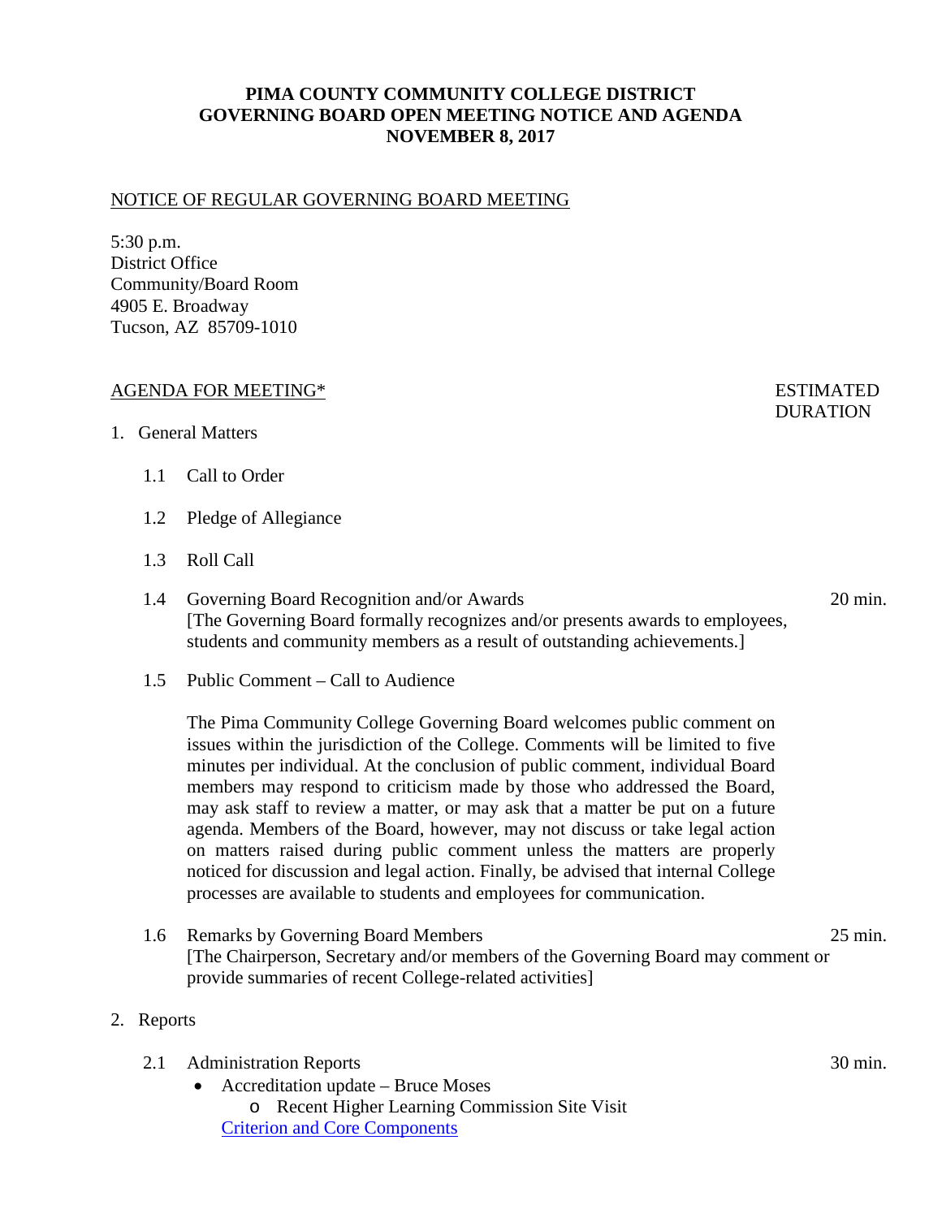# PIMA COUNTY COMMUNITY COLLEGE DISTRICT
# GOVERNING BOARD OPEN MEETING NOTICE AND AGENDA
# NOVEMBER 8, 2017

NOTICE OF REGULAR GOVERNING BOARD MEETING

5:30 p.m.
District Office
Community/Board Room
4905 E. Broadway
Tucson, AZ 85709-1010

AGENDA FOR MEETING* — ESTIMATED DURATION

1. General Matters

   1.1 Call to Order

   1.2 Pledge of Allegiance

   1.3 Roll Call

   1.4 Governing Board Recognition and/or Awards — 20 min.
   [The Governing Board formally recognizes and/or presents awards to employees, students and community members as a result of outstanding achievements.]

   1.5 Public Comment – Call to Audience

   The Pima Community College Governing Board welcomes public comment on issues within the jurisdiction of the College. Comments will be limited to five minutes per individual. At the conclusion of public comment, individual Board members may respond to criticism made by those who addressed the Board, may ask staff to review a matter, or may ask that a matter be put on a future agenda. Members of the Board, however, may not discuss or take legal action on matters raised during public comment unless the matters are properly noticed for discussion and legal action. Finally, be advised that internal College processes are available to students and employees for communication.

   1.6 Remarks by Governing Board Members — 25 min.
   [The Chairperson, Secretary and/or members of the Governing Board may comment or provide summaries of recent College-related activities]

2. Reports

   2.1 Administration Reports — 30 min.
   - Accreditation update – Bruce Moses
     - Recent Higher Learning Commission Site Visit
     
     Criterion and Core Components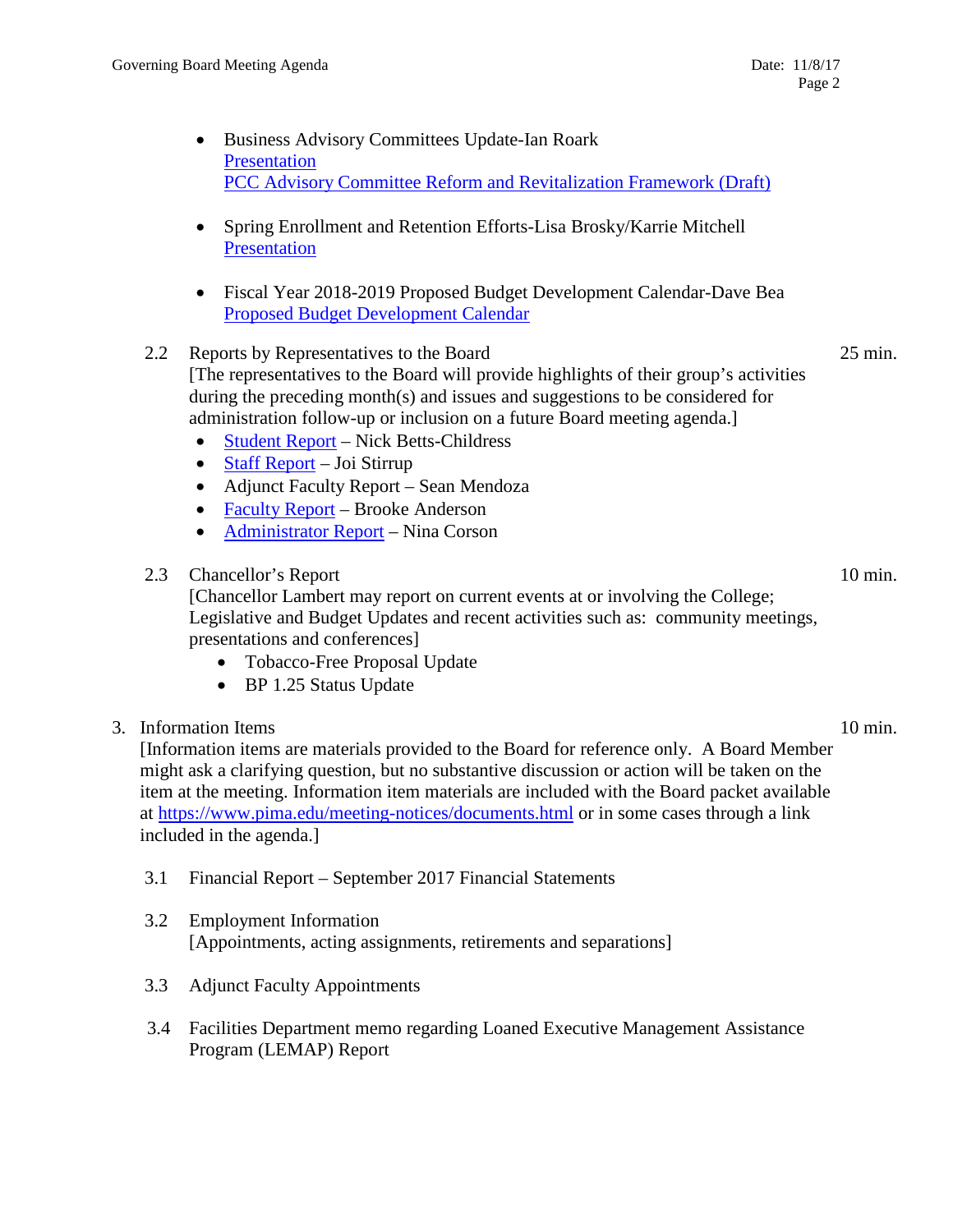- Business Advisory Committees Update-Ian Roark
  Presentation
  PCC Advisory Committee Reform and Revitalization Framework (Draft)

- Spring Enrollment and Retention Efforts-Lisa Brosky/Karrie Mitchell
  Presentation

- Fiscal Year 2018-2019 Proposed Budget Development Calendar-Dave Bea
  Proposed Budget Development Calendar

2.2 Reports by Representatives to the Board — 25 min.

[The representatives to the Board will provide highlights of their group's activities during the preceding month(s) and issues and suggestions to be considered for administration follow-up or inclusion on a future Board meeting agenda.]

- Student Report – Nick Betts-Childress
- Staff Report – Joi Stirrup
- Adjunct Faculty Report – Sean Mendoza
- Faculty Report – Brooke Anderson
- Administrator Report – Nina Corson

2.3 Chancellor's Report — 10 min.

[Chancellor Lambert may report on current events at or involving the College; Legislative and Budget Updates and recent activities such as: community meetings, presentations and conferences]

- Tobacco-Free Proposal Update
- BP 1.25 Status Update

3. Information Items — 10 min.

[Information items are materials provided to the Board for reference only. A Board Member might ask a clarifying question, but no substantive discussion or action will be taken on the item at the meeting. Information item materials are included with the Board packet available at https://www.pima.edu/meeting-notices/documents.html or in some cases through a link included in the agenda.]

3.1 Financial Report – September 2017 Financial Statements

3.2 Employment Information
[Appointments, acting assignments, retirements and separations]

3.3 Adjunct Faculty Appointments

3.4 Facilities Department memo regarding Loaned Executive Management Assistance Program (LEMAP) Report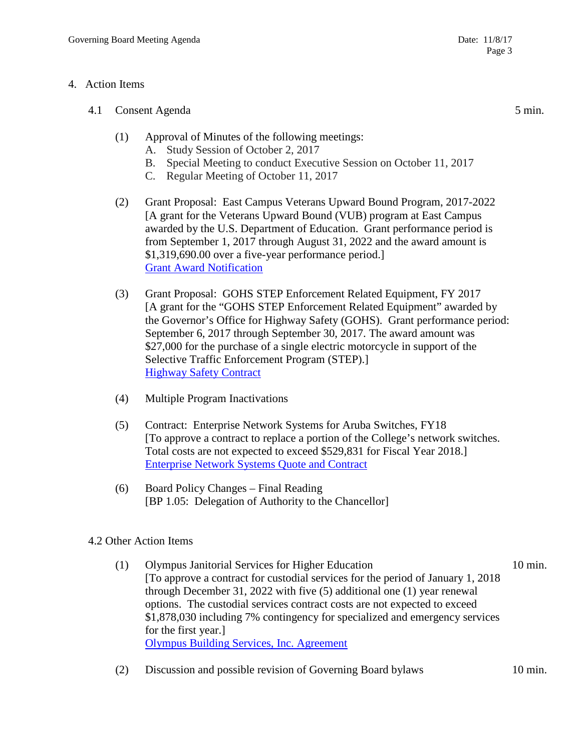## 4. Action Items

### 4.1 Consent Agenda — 5 min.

(1) Approval of Minutes of the following meetings:
   A. Study Session of October 2, 2017
   B. Special Meeting to conduct Executive Session on October 11, 2017
   C. Regular Meeting of October 11, 2017

(2) Grant Proposal: East Campus Veterans Upward Bound Program, 2017-2022
[A grant for the Veterans Upward Bound (VUB) program at East Campus awarded by the U.S. Department of Education. Grant performance period is from September 1, 2017 through August 31, 2022 and the award amount is $1,319,690.00 over a five-year performance period.]
Grant Award Notification

(3) Grant Proposal: GOHS STEP Enforcement Related Equipment, FY 2017
[A grant for the "GOHS STEP Enforcement Related Equipment" awarded by the Governor's Office for Highway Safety (GOHS). Grant performance period: September 6, 2017 through September 30, 2017. The award amount was $27,000 for the purchase of a single electric motorcycle in support of the Selective Traffic Enforcement Program (STEP).]
Highway Safety Contract

(4) Multiple Program Inactivations

(5) Contract: Enterprise Network Systems for Aruba Switches, FY18
[To approve a contract to replace a portion of the College's network switches. Total costs are not expected to exceed $529,831 for Fiscal Year 2018.]
Enterprise Network Systems Quote and Contract

(6) Board Policy Changes – Final Reading
[BP 1.05: Delegation of Authority to the Chancellor]

### 4.2 Other Action Items

(1) Olympus Janitorial Services for Higher Education — 10 min.
[To approve a contract for custodial services for the period of January 1, 2018 through December 31, 2022 with five (5) additional one (1) year renewal options. The custodial services contract costs are not expected to exceed $1,878,030 including 7% contingency for specialized and emergency services for the first year.]
Olympus Building Services, Inc. Agreement

(2) Discussion and possible revision of Governing Board bylaws — 10 min.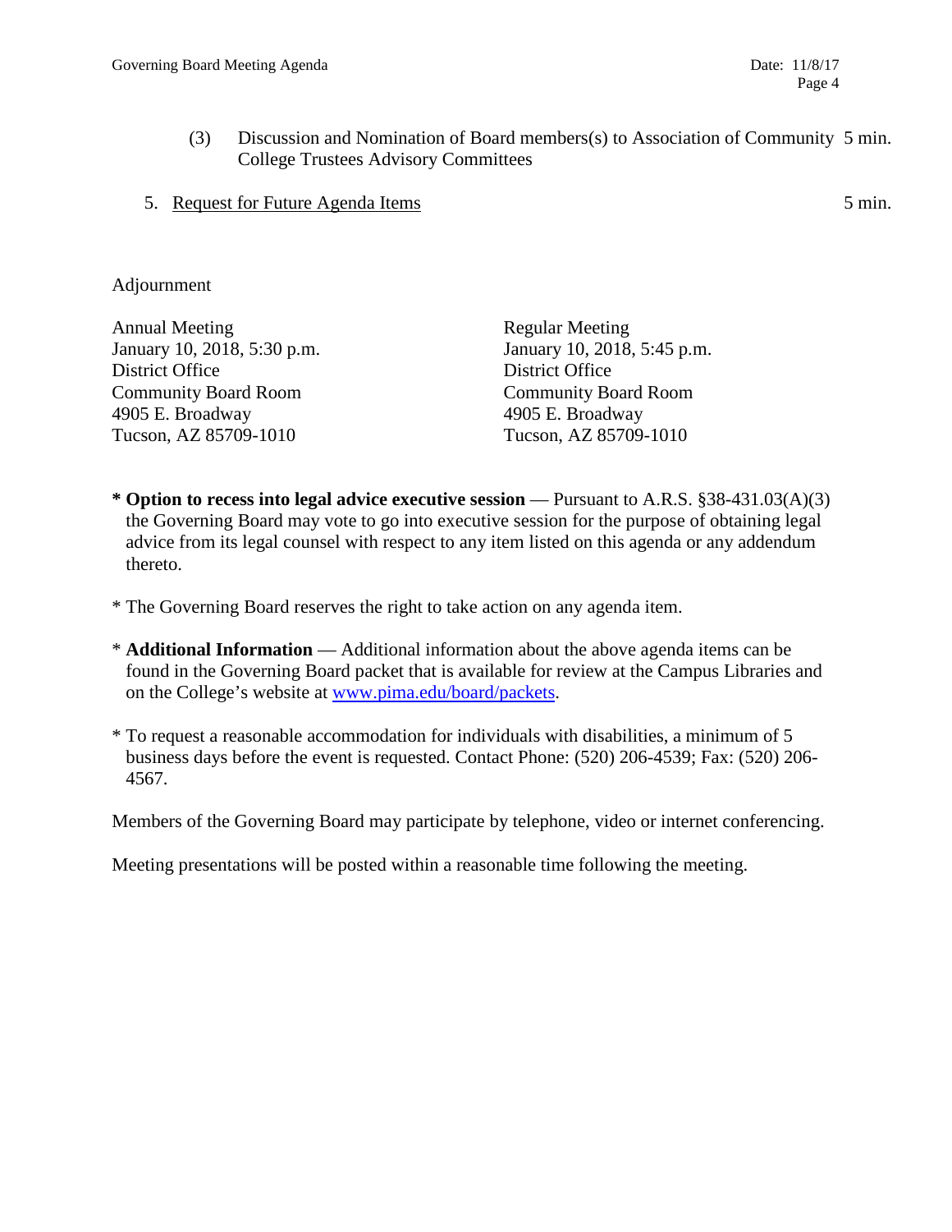(3) Discussion and Nomination of Board members(s) to Association of Community College Trustees Advisory Committees — 5 min.

5. Request for Future Agenda Items — 5 min.

Adjournment

Annual Meeting
January 10, 2018, 5:30 p.m.
District Office
Community Board Room
4905 E. Broadway
Tucson, AZ 85709-1010

Regular Meeting
January 10, 2018, 5:45 p.m.
District Office
Community Board Room
4905 E. Broadway
Tucson, AZ 85709-1010

**\* Option to recess into legal advice executive session** — Pursuant to A.R.S. §38-431.03(A)(3) the Governing Board may vote to go into executive session for the purpose of obtaining legal advice from its legal counsel with respect to any item listed on this agenda or any addendum thereto.

\* The Governing Board reserves the right to take action on any agenda item.

\* **Additional Information** — Additional information about the above agenda items can be found in the Governing Board packet that is available for review at the Campus Libraries and on the College's website at [www.pima.edu/board/packets](http://www.pima.edu/board/packets).

\* To request a reasonable accommodation for individuals with disabilities, a minimum of 5 business days before the event is requested. Contact Phone: (520) 206-4539; Fax: (520) 206-4567.

Members of the Governing Board may participate by telephone, video or internet conferencing.

Meeting presentations will be posted within a reasonable time following the meeting.